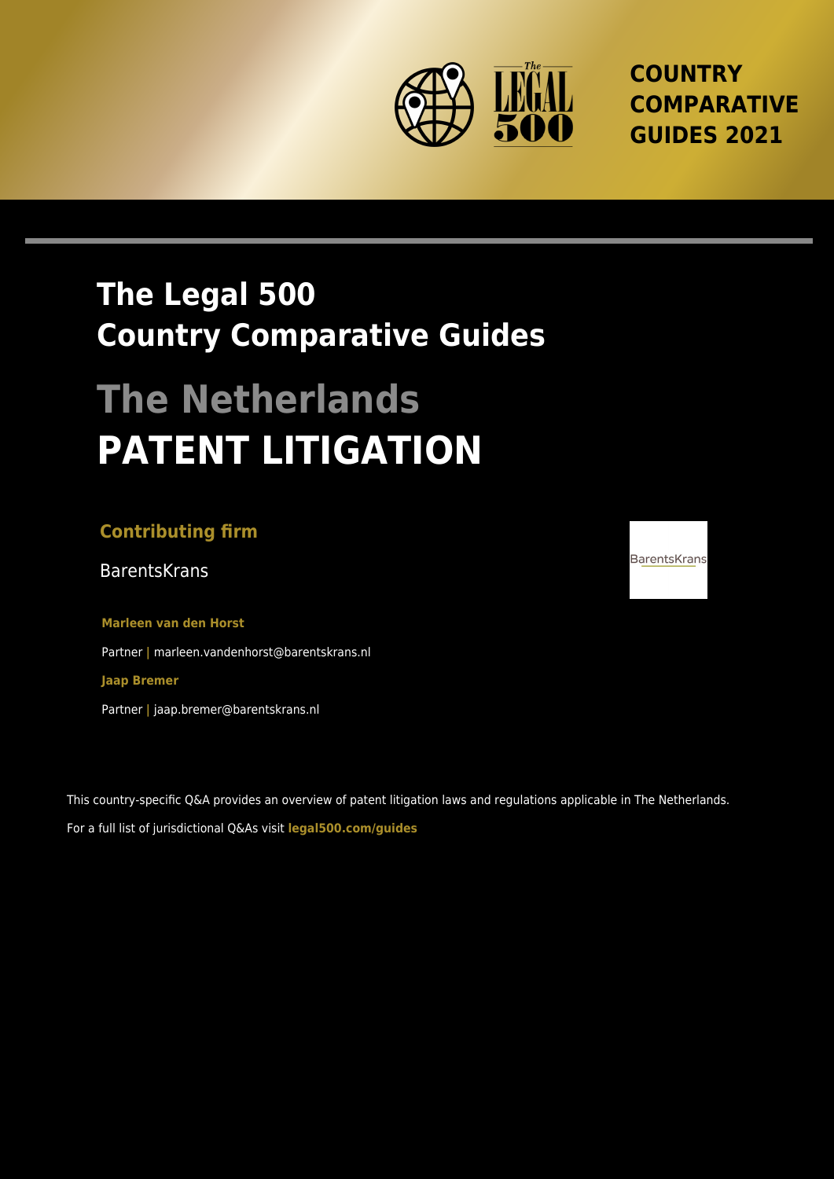COUNTRY COMPARATIVE GUIDES 2021

# The Legal 500 Country Comparative Guides

# The Netherlands
# PATENT LITIGATION

**Contributing firm**

BarentsKrans

**Marleen van den Horst**

Partner | marleen.vandenhorst@barentskrans.nl

**Jaap Bremer**

Partner | jaap.bremer@barentskrans.nl

This country-specific Q&A provides an overview of patent litigation laws and regulations applicable in The Netherlands.

For a full list of jurisdictional Q&As visit **legal500.com/guides**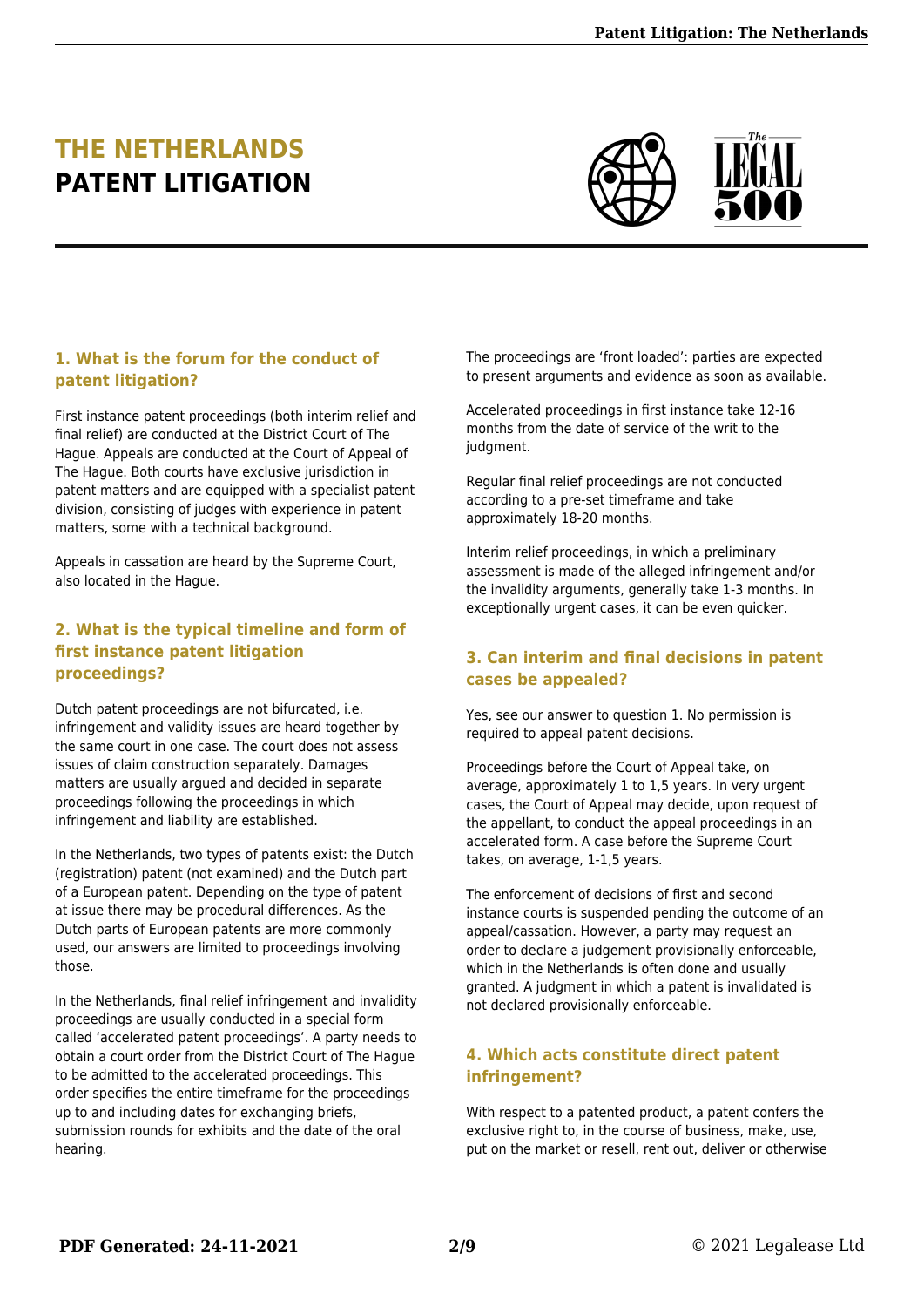# THE NETHERLANDS
# PATENT LITIGATION

### 1. What is the forum for the conduct of patent litigation?

First instance patent proceedings (both interim relief and final relief) are conducted at the District Court of The Hague. Appeals are conducted at the Court of Appeal of The Hague. Both courts have exclusive jurisdiction in patent matters and are equipped with a specialist patent division, consisting of judges with experience in patent matters, some with a technical background.

Appeals in cassation are heard by the Supreme Court, also located in the Hague.

### 2. What is the typical timeline and form of first instance patent litigation proceedings?

Dutch patent proceedings are not bifurcated, i.e. infringement and validity issues are heard together by the same court in one case. The court does not assess issues of claim construction separately. Damages matters are usually argued and decided in separate proceedings following the proceedings in which infringement and liability are established.

In the Netherlands, two types of patents exist: the Dutch (registration) patent (not examined) and the Dutch part of a European patent. Depending on the type of patent at issue there may be procedural differences. As the Dutch parts of European patents are more commonly used, our answers are limited to proceedings involving those.

In the Netherlands, final relief infringement and invalidity proceedings are usually conducted in a special form called 'accelerated patent proceedings'. A party needs to obtain a court order from the District Court of The Hague to be admitted to the accelerated proceedings. This order specifies the entire timeframe for the proceedings up to and including dates for exchanging briefs, submission rounds for exhibits and the date of the oral hearing.

The proceedings are 'front loaded': parties are expected to present arguments and evidence as soon as available.

Accelerated proceedings in first instance take 12-16 months from the date of service of the writ to the judgment.

Regular final relief proceedings are not conducted according to a pre-set timeframe and take approximately 18-20 months.

Interim relief proceedings, in which a preliminary assessment is made of the alleged infringement and/or the invalidity arguments, generally take 1-3 months. In exceptionally urgent cases, it can be even quicker.

### 3. Can interim and final decisions in patent cases be appealed?

Yes, see our answer to question 1. No permission is required to appeal patent decisions.

Proceedings before the Court of Appeal take, on average, approximately 1 to 1,5 years. In very urgent cases, the Court of Appeal may decide, upon request of the appellant, to conduct the appeal proceedings in an accelerated form. A case before the Supreme Court takes, on average, 1-1,5 years.

The enforcement of decisions of first and second instance courts is suspended pending the outcome of an appeal/cassation. However, a party may request an order to declare a judgement provisionally enforceable, which in the Netherlands is often done and usually granted. A judgment in which a patent is invalidated is not declared provisionally enforceable.

### 4. Which acts constitute direct patent infringement?

With respect to a patented product, a patent confers the exclusive right to, in the course of business, make, use, put on the market or resell, rent out, deliver or otherwise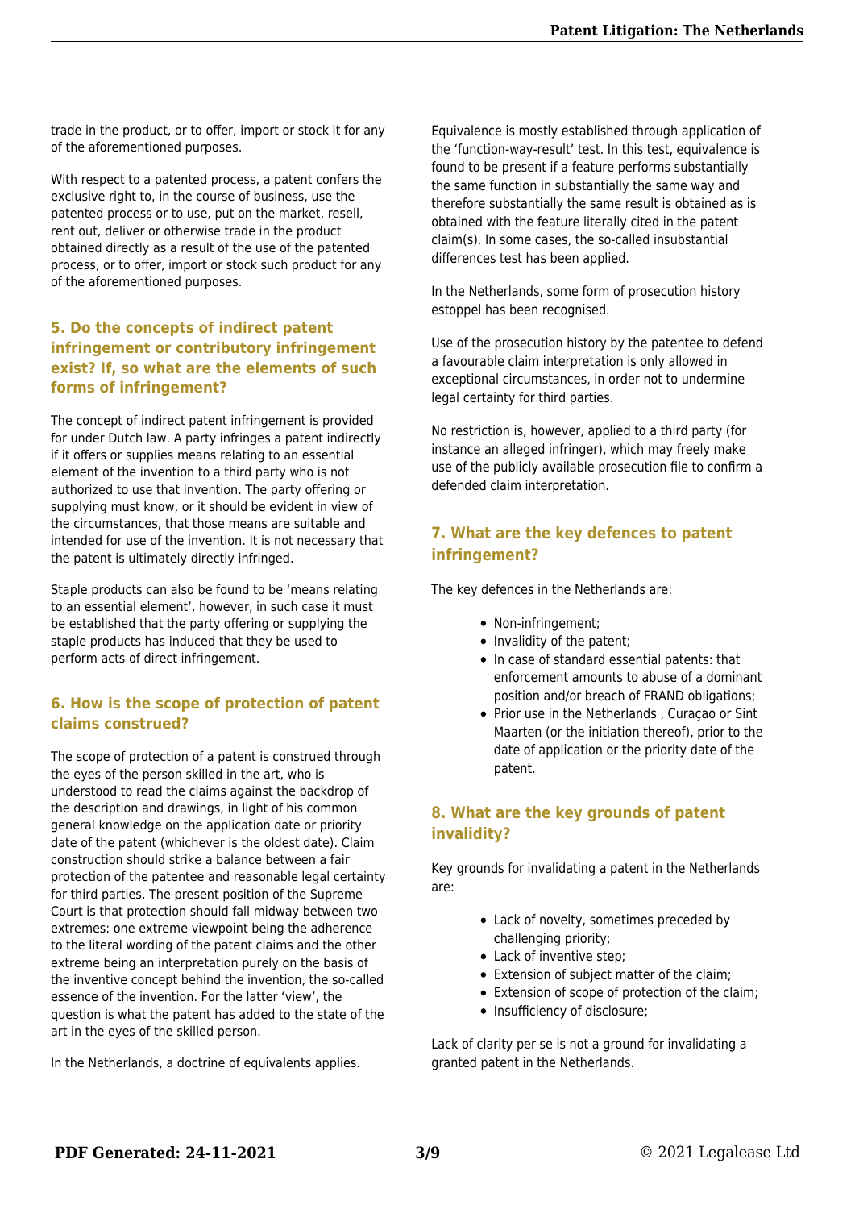trade in the product, or to offer, import or stock it for any of the aforementioned purposes.

With respect to a patented process, a patent confers the exclusive right to, in the course of business, use the patented process or to use, put on the market, resell, rent out, deliver or otherwise trade in the product obtained directly as a result of the use of the patented process, or to offer, import or stock such product for any of the aforementioned purposes.

## 5. Do the concepts of indirect patent infringement or contributory infringement exist? If, so what are the elements of such forms of infringement?

The concept of indirect patent infringement is provided for under Dutch law. A party infringes a patent indirectly if it offers or supplies means relating to an essential element of the invention to a third party who is not authorized to use that invention. The party offering or supplying must know, or it should be evident in view of the circumstances, that those means are suitable and intended for use of the invention. It is not necessary that the patent is ultimately directly infringed.

Staple products can also be found to be 'means relating to an essential element', however, in such case it must be established that the party offering or supplying the staple products has induced that they be used to perform acts of direct infringement.

## 6. How is the scope of protection of patent claims construed?

The scope of protection of a patent is construed through the eyes of the person skilled in the art, who is understood to read the claims against the backdrop of the description and drawings, in light of his common general knowledge on the application date or priority date of the patent (whichever is the oldest date). Claim construction should strike a balance between a fair protection of the patentee and reasonable legal certainty for third parties. The present position of the Supreme Court is that protection should fall midway between two extremes: one extreme viewpoint being the adherence to the literal wording of the patent claims and the other extreme being an interpretation purely on the basis of the inventive concept behind the invention, the so-called essence of the invention. For the latter 'view', the question is what the patent has added to the state of the art in the eyes of the skilled person.

In the Netherlands, a doctrine of equivalents applies.

Equivalence is mostly established through application of the 'function-way-result' test. In this test, equivalence is found to be present if a feature performs substantially the same function in substantially the same way and therefore substantially the same result is obtained as is obtained with the feature literally cited in the patent claim(s). In some cases, the so-called insubstantial differences test has been applied.

In the Netherlands, some form of prosecution history estoppel has been recognised.

Use of the prosecution history by the patentee to defend a favourable claim interpretation is only allowed in exceptional circumstances, in order not to undermine legal certainty for third parties.

No restriction is, however, applied to a third party (for instance an alleged infringer), which may freely make use of the publicly available prosecution file to confirm a defended claim interpretation.

## 7. What are the key defences to patent infringement?

The key defences in the Netherlands are:

- Non-infringement;
- Invalidity of the patent;
- In case of standard essential patents: that enforcement amounts to abuse of a dominant position and/or breach of FRAND obligations;
- Prior use in the Netherlands , Curaçao or Sint Maarten (or the initiation thereof), prior to the date of application or the priority date of the patent.

## 8. What are the key grounds of patent invalidity?

Key grounds for invalidating a patent in the Netherlands are:

- Lack of novelty, sometimes preceded by challenging priority;
- Lack of inventive step;
- Extension of subject matter of the claim;
- Extension of scope of protection of the claim;
- Insufficiency of disclosure;

Lack of clarity per se is not a ground for invalidating a granted patent in the Netherlands.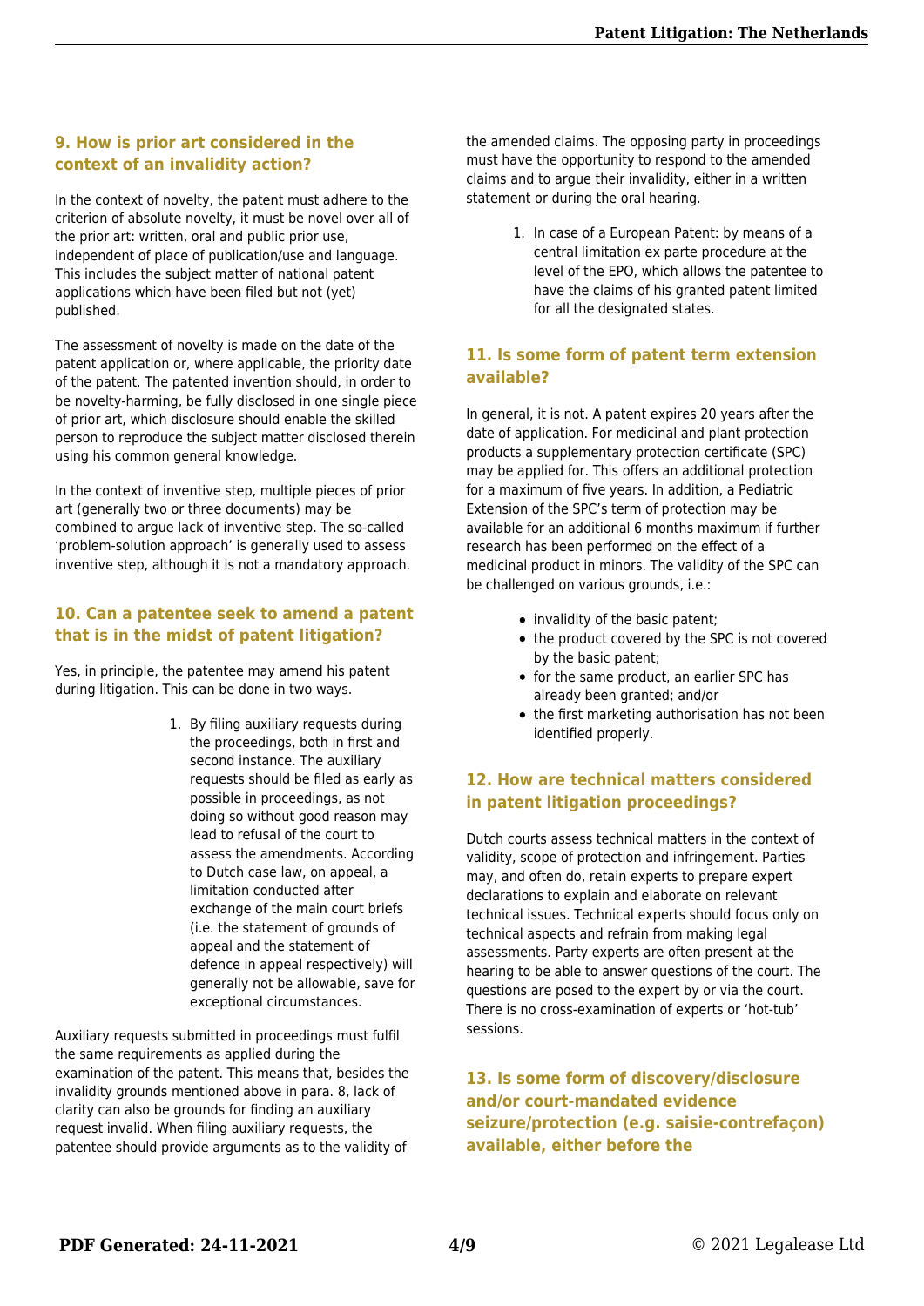### 9. How is prior art considered in the context of an invalidity action?

In the context of novelty, the patent must adhere to the criterion of absolute novelty, it must be novel over all of the prior art: written, oral and public prior use, independent of place of publication/use and language. This includes the subject matter of national patent applications which have been filed but not (yet) published.

The assessment of novelty is made on the date of the patent application or, where applicable, the priority date of the patent. The patented invention should, in order to be novelty-harming, be fully disclosed in one single piece of prior art, which disclosure should enable the skilled person to reproduce the subject matter disclosed therein using his common general knowledge.

In the context of inventive step, multiple pieces of prior art (generally two or three documents) may be combined to argue lack of inventive step. The so-called 'problem-solution approach' is generally used to assess inventive step, although it is not a mandatory approach.

### 10. Can a patentee seek to amend a patent that is in the midst of patent litigation?

Yes, in principle, the patentee may amend his patent during litigation. This can be done in two ways.

1. By filing auxiliary requests during the proceedings, both in first and second instance. The auxiliary requests should be filed as early as possible in proceedings, as not doing so without good reason may lead to refusal of the court to assess the amendments. According to Dutch case law, on appeal, a limitation conducted after exchange of the main court briefs (i.e. the statement of grounds of appeal and the statement of defence in appeal respectively) will generally not be allowable, save for exceptional circumstances.

Auxiliary requests submitted in proceedings must fulfil the same requirements as applied during the examination of the patent. This means that, besides the invalidity grounds mentioned above in para. 8, lack of clarity can also be grounds for finding an auxiliary request invalid. When filing auxiliary requests, the patentee should provide arguments as to the validity of the amended claims. The opposing party in proceedings must have the opportunity to respond to the amended claims and to argue their invalidity, either in a written statement or during the oral hearing.

1. In case of a European Patent: by means of a central limitation ex parte procedure at the level of the EPO, which allows the patentee to have the claims of his granted patent limited for all the designated states.

### 11. Is some form of patent term extension available?

In general, it is not. A patent expires 20 years after the date of application. For medicinal and plant protection products a supplementary protection certificate (SPC) may be applied for. This offers an additional protection for a maximum of five years. In addition, a Pediatric Extension of the SPC's term of protection may be available for an additional 6 months maximum if further research has been performed on the effect of a medicinal product in minors. The validity of the SPC can be challenged on various grounds, i.e.:

- invalidity of the basic patent;
- the product covered by the SPC is not covered by the basic patent;
- for the same product, an earlier SPC has already been granted; and/or
- the first marketing authorisation has not been identified properly.

### 12. How are technical matters considered in patent litigation proceedings?

Dutch courts assess technical matters in the context of validity, scope of protection and infringement. Parties may, and often do, retain experts to prepare expert declarations to explain and elaborate on relevant technical issues. Technical experts should focus only on technical aspects and refrain from making legal assessments. Party experts are often present at the hearing to be able to answer questions of the court. The questions are posed to the expert by or via the court. There is no cross-examination of experts or 'hot-tub' sessions.

### 13. Is some form of discovery/disclosure and/or court-mandated evidence seizure/protection (e.g. saisie-contrefaçon) available, either before the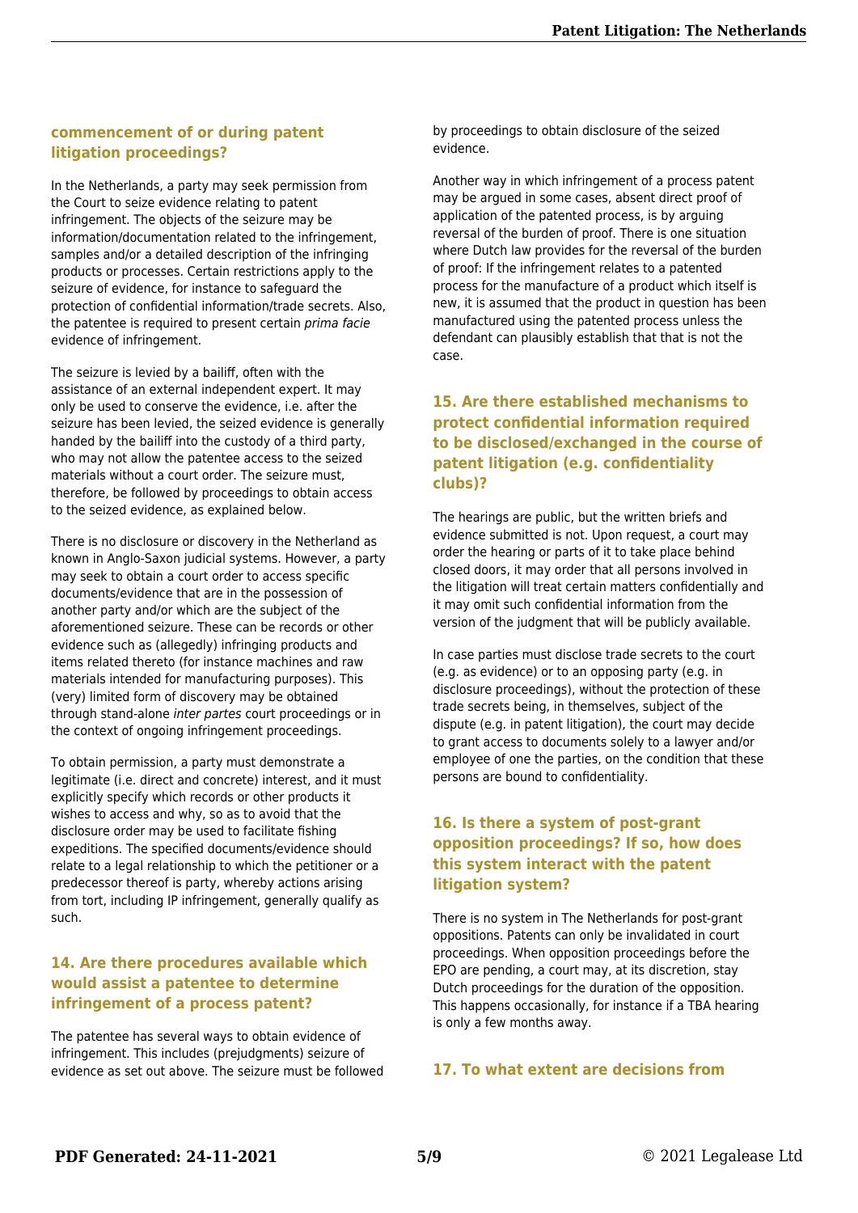## commencement of or during patent litigation proceedings?

In the Netherlands, a party may seek permission from the Court to seize evidence relating to patent infringement. The objects of the seizure may be information/documentation related to the infringement, samples and/or a detailed description of the infringing products or processes. Certain restrictions apply to the seizure of evidence, for instance to safeguard the protection of confidential information/trade secrets. Also, the patentee is required to present certain *prima facie* evidence of infringement.

The seizure is levied by a bailiff, often with the assistance of an external independent expert. It may only be used to conserve the evidence, i.e. after the seizure has been levied, the seized evidence is generally handed by the bailiff into the custody of a third party, who may not allow the patentee access to the seized materials without a court order. The seizure must, therefore, be followed by proceedings to obtain access to the seized evidence, as explained below.

There is no disclosure or discovery in the Netherland as known in Anglo-Saxon judicial systems. However, a party may seek to obtain a court order to access specific documents/evidence that are in the possession of another party and/or which are the subject of the aforementioned seizure. These can be records or other evidence such as (allegedly) infringing products and items related thereto (for instance machines and raw materials intended for manufacturing purposes). This (very) limited form of discovery may be obtained through stand-alone *inter partes* court proceedings or in the context of ongoing infringement proceedings.

To obtain permission, a party must demonstrate a legitimate (i.e. direct and concrete) interest, and it must explicitly specify which records or other products it wishes to access and why, so as to avoid that the disclosure order may be used to facilitate fishing expeditions. The specified documents/evidence should relate to a legal relationship to which the petitioner or a predecessor thereof is party, whereby actions arising from tort, including IP infringement, generally qualify as such.

## 14. Are there procedures available which would assist a patentee to determine infringement of a process patent?

The patentee has several ways to obtain evidence of infringement. This includes (prejudgments) seizure of evidence as set out above. The seizure must be followed by proceedings to obtain disclosure of the seized evidence.

Another way in which infringement of a process patent may be argued in some cases, absent direct proof of application of the patented process, is by arguing reversal of the burden of proof. There is one situation where Dutch law provides for the reversal of the burden of proof: If the infringement relates to a patented process for the manufacture of a product which itself is new, it is assumed that the product in question has been manufactured using the patented process unless the defendant can plausibly establish that that is not the case.

## 15. Are there established mechanisms to protect confidential information required to be disclosed/exchanged in the course of patent litigation (e.g. confidentiality clubs)?

The hearings are public, but the written briefs and evidence submitted is not. Upon request, a court may order the hearing or parts of it to take place behind closed doors, it may order that all persons involved in the litigation will treat certain matters confidentially and it may omit such confidential information from the version of the judgment that will be publicly available.

In case parties must disclose trade secrets to the court (e.g. as evidence) or to an opposing party (e.g. in disclosure proceedings), without the protection of these trade secrets being, in themselves, subject of the dispute (e.g. in patent litigation), the court may decide to grant access to documents solely to a lawyer and/or employee of one the parties, on the condition that these persons are bound to confidentiality.

## 16. Is there a system of post-grant opposition proceedings? If so, how does this system interact with the patent litigation system?

There is no system in The Netherlands for post-grant oppositions. Patents can only be invalidated in court proceedings. When opposition proceedings before the EPO are pending, a court may, at its discretion, stay Dutch proceedings for the duration of the opposition. This happens occasionally, for instance if a TBA hearing is only a few months away.

## 17. To what extent are decisions from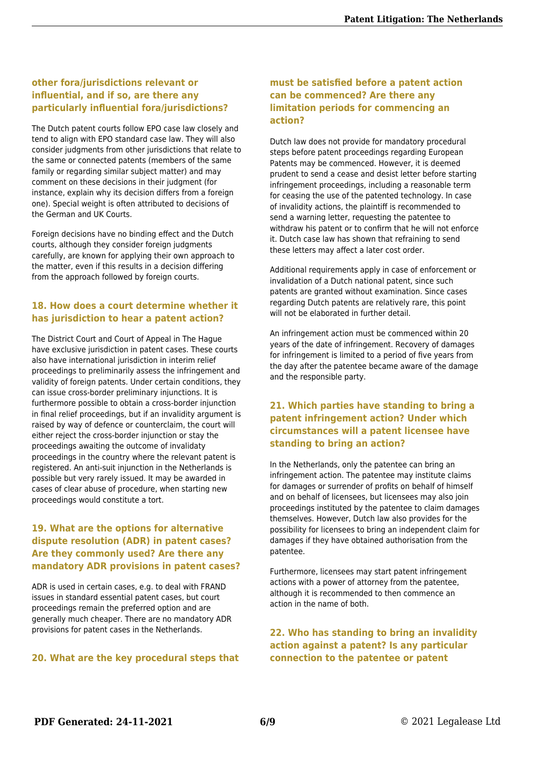### other fora/jurisdictions relevant or influential, and if so, are there any particularly influential fora/jurisdictions?

The Dutch patent courts follow EPO case law closely and tend to align with EPO standard case law. They will also consider judgments from other jurisdictions that relate to the same or connected patents (members of the same family or regarding similar subject matter) and may comment on these decisions in their judgment (for instance, explain why its decision differs from a foreign one). Special weight is often attributed to decisions of the German and UK Courts.

Foreign decisions have no binding effect and the Dutch courts, although they consider foreign judgments carefully, are known for applying their own approach to the matter, even if this results in a decision differing from the approach followed by foreign courts.

### 18. How does a court determine whether it has jurisdiction to hear a patent action?

The District Court and Court of Appeal in The Hague have exclusive jurisdiction in patent cases. These courts also have international jurisdiction in interim relief proceedings to preliminarily assess the infringement and validity of foreign patents. Under certain conditions, they can issue cross-border preliminary injunctions. It is furthermore possible to obtain a cross-border injunction in final relief proceedings, but if an invalidity argument is raised by way of defence or counterclaim, the court will either reject the cross-border injunction or stay the proceedings awaiting the outcome of invalidaty proceedings in the country where the relevant patent is registered. An anti-suit injunction in the Netherlands is possible but very rarely issued. It may be awarded in cases of clear abuse of procedure, when starting new proceedings would constitute a tort.

### 19. What are the options for alternative dispute resolution (ADR) in patent cases? Are they commonly used? Are there any mandatory ADR provisions in patent cases?

ADR is used in certain cases, e.g. to deal with FRAND issues in standard essential patent cases, but court proceedings remain the preferred option and are generally much cheaper. There are no mandatory ADR provisions for patent cases in the Netherlands.

### 20. What are the key procedural steps that must be satisfied before a patent action can be commenced? Are there any limitation periods for commencing an action?

Dutch law does not provide for mandatory procedural steps before patent proceedings regarding European Patents may be commenced. However, it is deemed prudent to send a cease and desist letter before starting infringement proceedings, including a reasonable term for ceasing the use of the patented technology. In case of invalidity actions, the plaintiff is recommended to send a warning letter, requesting the patentee to withdraw his patent or to confirm that he will not enforce it. Dutch case law has shown that refraining to send these letters may affect a later cost order.

Additional requirements apply in case of enforcement or invalidation of a Dutch national patent, since such patents are granted without examination. Since cases regarding Dutch patents are relatively rare, this point will not be elaborated in further detail.

An infringement action must be commenced within 20 years of the date of infringement. Recovery of damages for infringement is limited to a period of five years from the day after the patentee became aware of the damage and the responsible party.

### 21. Which parties have standing to bring a patent infringement action? Under which circumstances will a patent licensee have standing to bring an action?

In the Netherlands, only the patentee can bring an infringement action. The patentee may institute claims for damages or surrender of profits on behalf of himself and on behalf of licensees, but licensees may also join proceedings instituted by the patentee to claim damages themselves. However, Dutch law also provides for the possibility for licensees to bring an independent claim for damages if they have obtained authorisation from the patentee.

Furthermore, licensees may start patent infringement actions with a power of attorney from the patentee, although it is recommended to then commence an action in the name of both.

### 22. Who has standing to bring an invalidity action against a patent? Is any particular connection to the patentee or patent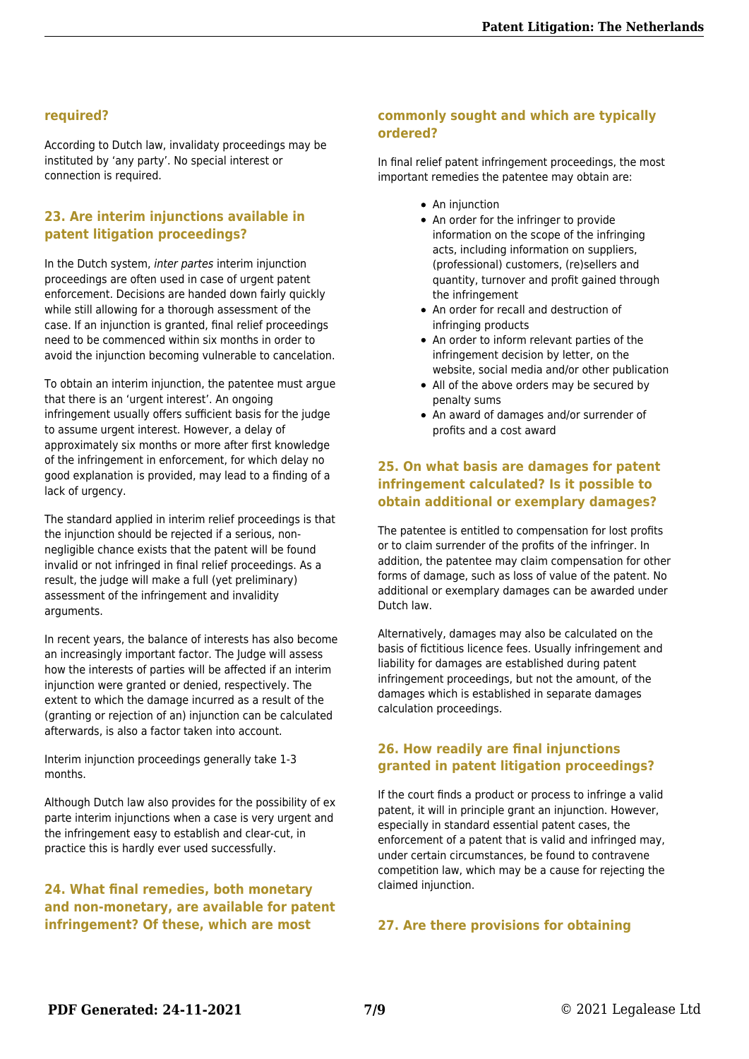required?

According to Dutch law, invalidaty proceedings may be instituted by 'any party'. No special interest or connection is required.

## 23. Are interim injunctions available in patent litigation proceedings?

In the Dutch system, *inter partes* interim injunction proceedings are often used in case of urgent patent enforcement. Decisions are handed down fairly quickly while still allowing for a thorough assessment of the case. If an injunction is granted, final relief proceedings need to be commenced within six months in order to avoid the injunction becoming vulnerable to cancelation.

To obtain an interim injunction, the patentee must argue that there is an 'urgent interest'. An ongoing infringement usually offers sufficient basis for the judge to assume urgent interest. However, a delay of approximately six months or more after first knowledge of the infringement in enforcement, for which delay no good explanation is provided, may lead to a finding of a lack of urgency.

The standard applied in interim relief proceedings is that the injunction should be rejected if a serious, non-negligible chance exists that the patent will be found invalid or not infringed in final relief proceedings. As a result, the judge will make a full (yet preliminary) assessment of the infringement and invalidity arguments.

In recent years, the balance of interests has also become an increasingly important factor. The Judge will assess how the interests of parties will be affected if an interim injunction were granted or denied, respectively. The extent to which the damage incurred as a result of the (granting or rejection of an) injunction can be calculated afterwards, is also a factor taken into account.

Interim injunction proceedings generally take 1-3 months.

Although Dutch law also provides for the possibility of ex parte interim injunctions when a case is very urgent and the infringement easy to establish and clear-cut, in practice this is hardly ever used successfully.

## 24. What final remedies, both monetary and non-monetary, are available for patent infringement? Of these, which are most commonly sought and which are typically ordered?

In final relief patent infringement proceedings, the most important remedies the patentee may obtain are:

- An injunction
- An order for the infringer to provide information on the scope of the infringing acts, including information on suppliers, (professional) customers, (re)sellers and quantity, turnover and profit gained through the infringement
- An order for recall and destruction of infringing products
- An order to inform relevant parties of the infringement decision by letter, on the website, social media and/or other publication
- All of the above orders may be secured by penalty sums
- An award of damages and/or surrender of profits and a cost award

## 25. On what basis are damages for patent infringement calculated? Is it possible to obtain additional or exemplary damages?

The patentee is entitled to compensation for lost profits or to claim surrender of the profits of the infringer. In addition, the patentee may claim compensation for other forms of damage, such as loss of value of the patent. No additional or exemplary damages can be awarded under Dutch law.

Alternatively, damages may also be calculated on the basis of fictitious licence fees. Usually infringement and liability for damages are established during patent infringement proceedings, but not the amount, of the damages which is established in separate damages calculation proceedings.

## 26. How readily are final injunctions granted in patent litigation proceedings?

If the court finds a product or process to infringe a valid patent, it will in principle grant an injunction. However, especially in standard essential patent cases, the enforcement of a patent that is valid and infringed may, under certain circumstances, be found to contravene competition law, which may be a cause for rejecting the claimed injunction.

## 27. Are there provisions for obtaining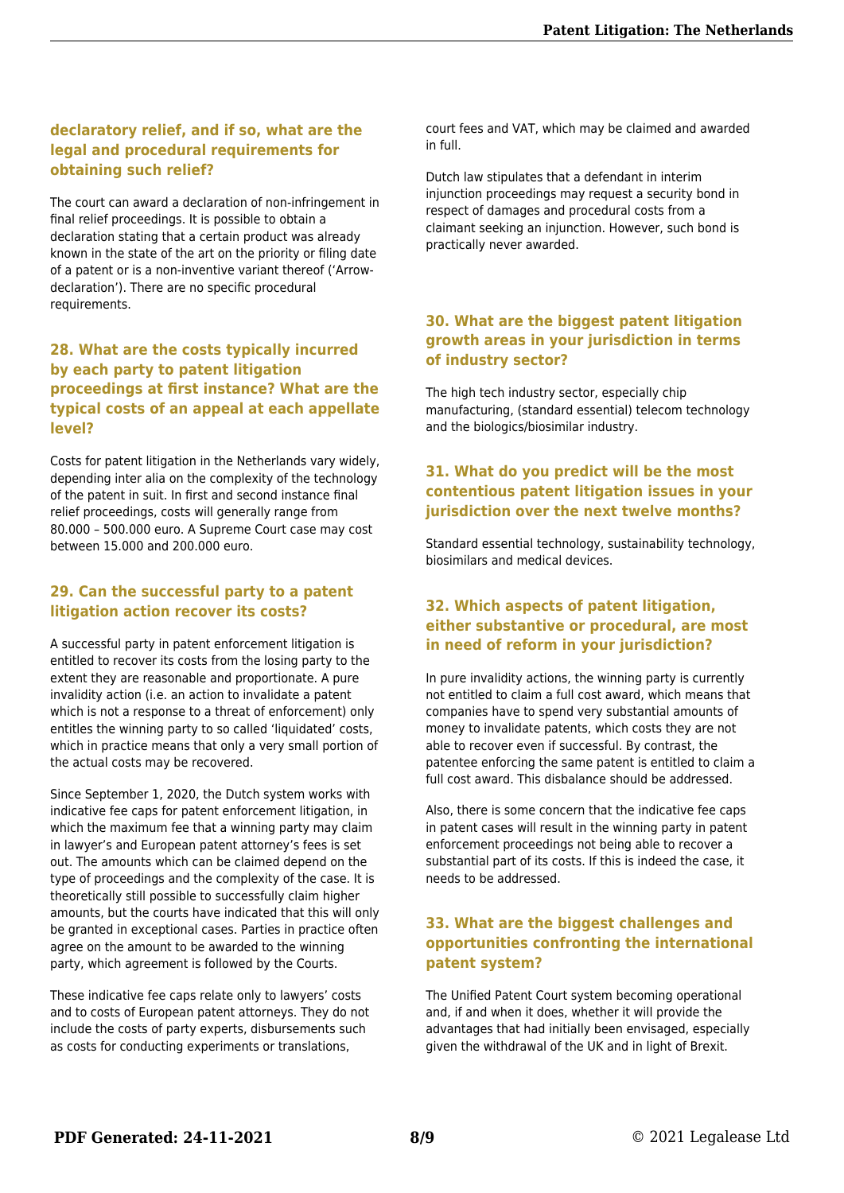### declaratory relief, and if so, what are the legal and procedural requirements for obtaining such relief?

The court can award a declaration of non-infringement in final relief proceedings. It is possible to obtain a declaration stating that a certain product was already known in the state of the art on the priority or filing date of a patent or is a non-inventive variant thereof ('Arrow-declaration'). There are no specific procedural requirements.

### 28. What are the costs typically incurred by each party to patent litigation proceedings at first instance? What are the typical costs of an appeal at each appellate level?

Costs for patent litigation in the Netherlands vary widely, depending inter alia on the complexity of the technology of the patent in suit. In first and second instance final relief proceedings, costs will generally range from 80.000 – 500.000 euro. A Supreme Court case may cost between 15.000 and 200.000 euro.

### 29. Can the successful party to a patent litigation action recover its costs?

A successful party in patent enforcement litigation is entitled to recover its costs from the losing party to the extent they are reasonable and proportionate. A pure invalidity action (i.e. an action to invalidate a patent which is not a response to a threat of enforcement) only entitles the winning party to so called 'liquidated' costs, which in practice means that only a very small portion of the actual costs may be recovered.

Since September 1, 2020, the Dutch system works with indicative fee caps for patent enforcement litigation, in which the maximum fee that a winning party may claim in lawyer's and European patent attorney's fees is set out. The amounts which can be claimed depend on the type of proceedings and the complexity of the case. It is theoretically still possible to successfully claim higher amounts, but the courts have indicated that this will only be granted in exceptional cases. Parties in practice often agree on the amount to be awarded to the winning party, which agreement is followed by the Courts.

These indicative fee caps relate only to lawyers' costs and to costs of European patent attorneys. They do not include the costs of party experts, disbursements such as costs for conducting experiments or translations, court fees and VAT, which may be claimed and awarded in full.

Dutch law stipulates that a defendant in interim injunction proceedings may request a security bond in respect of damages and procedural costs from a claimant seeking an injunction. However, such bond is practically never awarded.

### 30. What are the biggest patent litigation growth areas in your jurisdiction in terms of industry sector?

The high tech industry sector, especially chip manufacturing, (standard essential) telecom technology and the biologics/biosimilar industry.

### 31. What do you predict will be the most contentious patent litigation issues in your jurisdiction over the next twelve months?

Standard essential technology, sustainability technology, biosimilars and medical devices.

### 32. Which aspects of patent litigation, either substantive or procedural, are most in need of reform in your jurisdiction?

In pure invalidity actions, the winning party is currently not entitled to claim a full cost award, which means that companies have to spend very substantial amounts of money to invalidate patents, which costs they are not able to recover even if successful. By contrast, the patentee enforcing the same patent is entitled to claim a full cost award. This disbalance should be addressed.

Also, there is some concern that the indicative fee caps in patent cases will result in the winning party in patent enforcement proceedings not being able to recover a substantial part of its costs. If this is indeed the case, it needs to be addressed.

### 33. What are the biggest challenges and opportunities confronting the international patent system?

The Unified Patent Court system becoming operational and, if and when it does, whether it will provide the advantages that had initially been envisaged, especially given the withdrawal of the UK and in light of Brexit.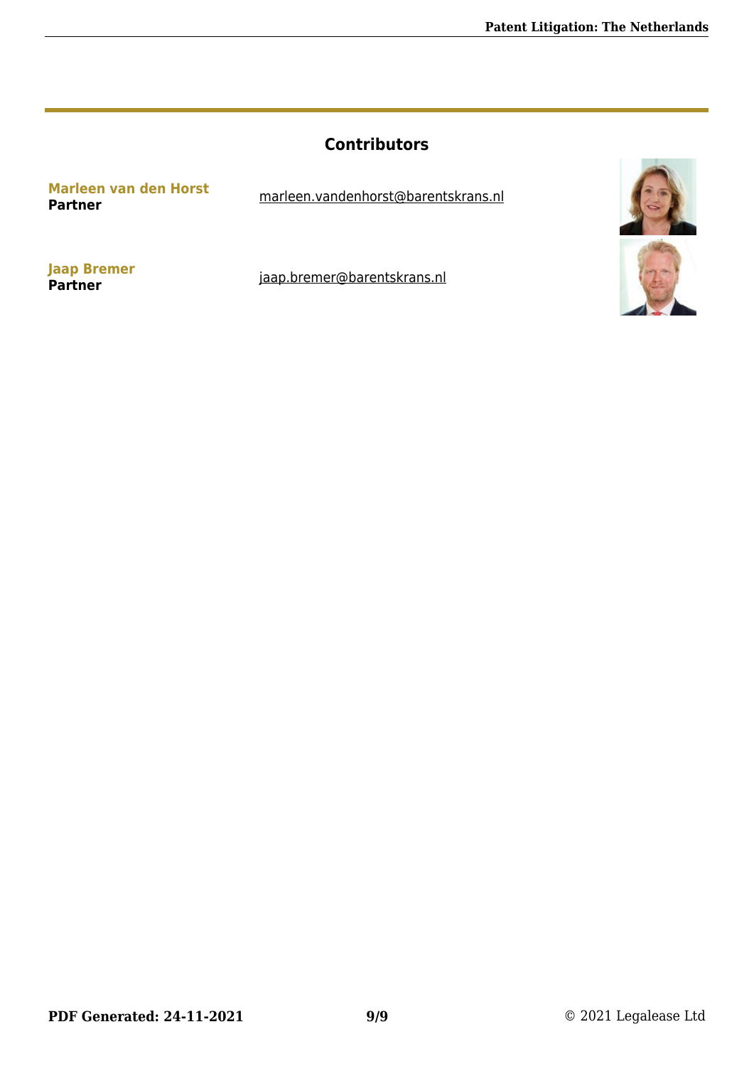## Contributors

**Marleen van den Horst**
**Partner**

marleen.vandenhorst@barentskrans.nl

**Jaap Bremer**
**Partner**

jaap.bremer@barentskrans.nl